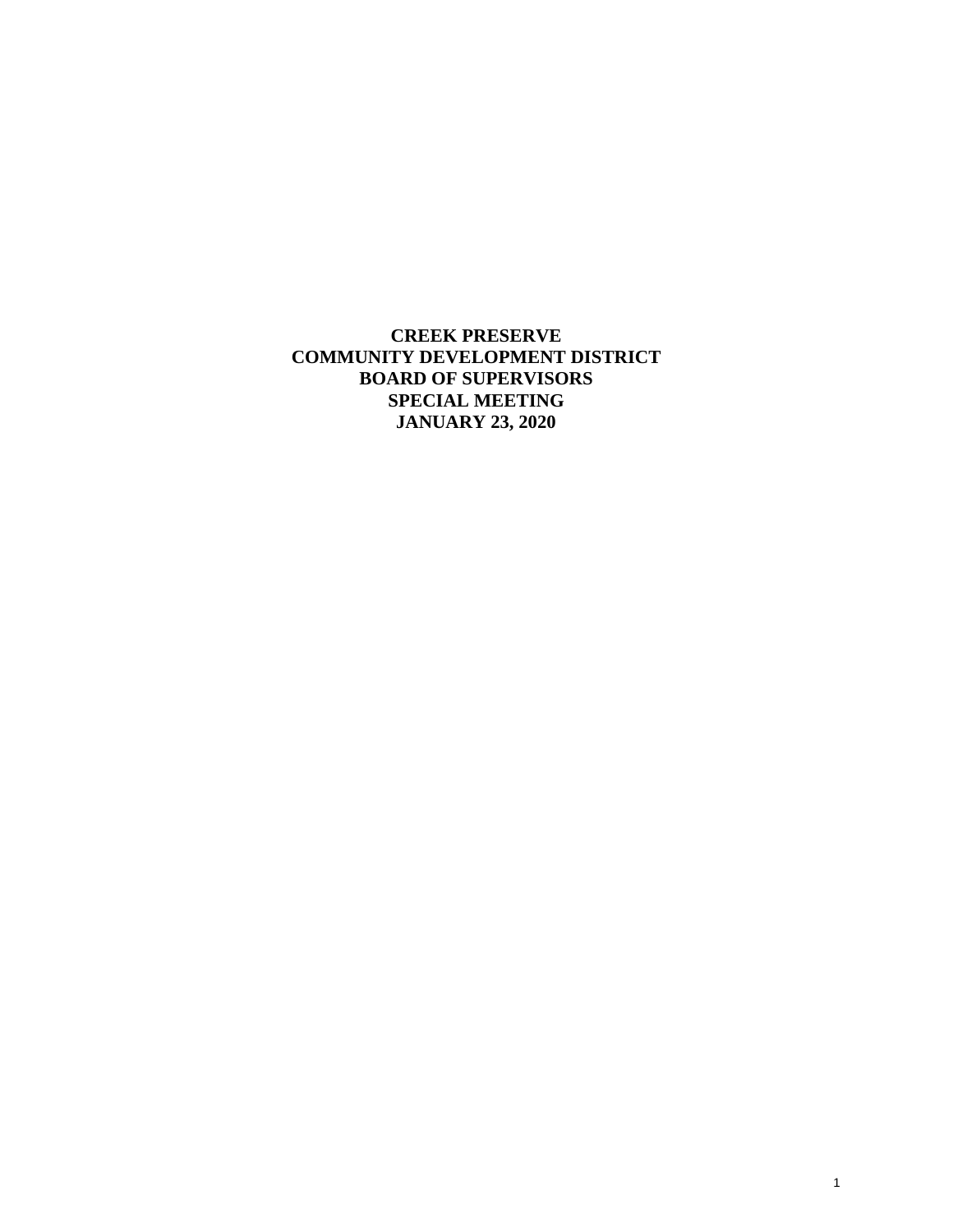**CREEK PRESERVE**
**COMMUNITY DEVELOPMENT DISTRICT**
**BOARD OF SUPERVISORS**
**SPECIAL MEETING**
**JANUARY 23, 2020**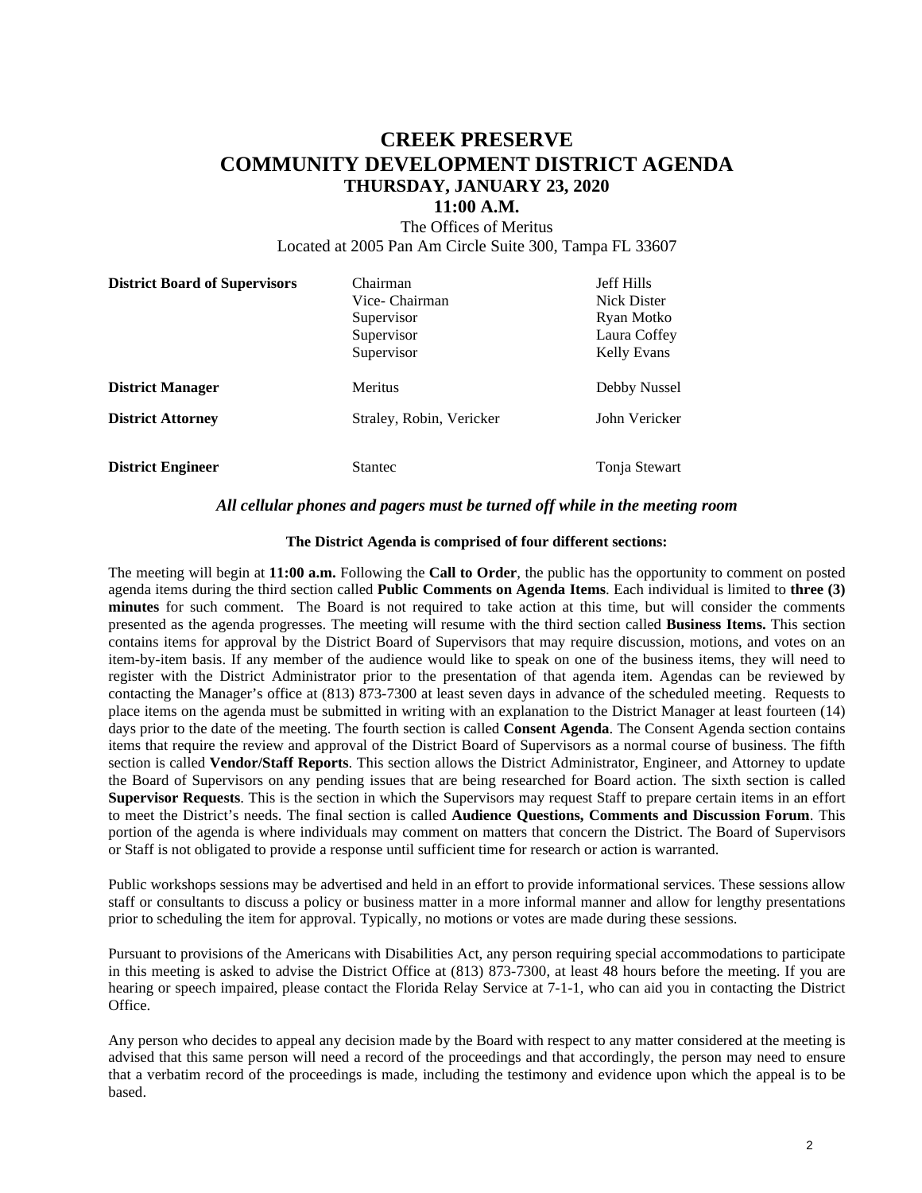# CREEK PRESERVE
# COMMUNITY DEVELOPMENT DISTRICT AGENDA
### THURSDAY, JANUARY 23, 2020
### 11:00 A.M.

The Offices of Meritus
Located at 2005 Pan Am Circle Suite 300, Tampa FL 33607

| | | |
|---|---|---|
| **District Board of Supervisors** | Chairman | Jeff Hills |
| | Vice- Chairman | Nick Dister |
| | Supervisor | Ryan Motko |
| | Supervisor | Laura Coffey |
| | Supervisor | Kelly Evans |
| **District Manager** | Meritus | Debby Nussel |
| **District Attorney** | Straley, Robin, Vericker | John Vericker |
| **District Engineer** | Stantec | Tonja Stewart |

***All cellular phones and pagers must be turned off while in the meeting room***

**The District Agenda is comprised of four different sections:**

The meeting will begin at **11:00 a.m.** Following the **Call to Order**, the public has the opportunity to comment on posted agenda items during the third section called **Public Comments on Agenda Items**. Each individual is limited to **three (3) minutes** for such comment. The Board is not required to take action at this time, but will consider the comments presented as the agenda progresses. The meeting will resume with the third section called **Business Items.** This section contains items for approval by the District Board of Supervisors that may require discussion, motions, and votes on an item-by-item basis. If any member of the audience would like to speak on one of the business items, they will need to register with the District Administrator prior to the presentation of that agenda item. Agendas can be reviewed by contacting the Manager's office at (813) 873-7300 at least seven days in advance of the scheduled meeting. Requests to place items on the agenda must be submitted in writing with an explanation to the District Manager at least fourteen (14) days prior to the date of the meeting. The fourth section is called **Consent Agenda**. The Consent Agenda section contains items that require the review and approval of the District Board of Supervisors as a normal course of business. The fifth section is called **Vendor/Staff Reports**. This section allows the District Administrator, Engineer, and Attorney to update the Board of Supervisors on any pending issues that are being researched for Board action. The sixth section is called **Supervisor Requests**. This is the section in which the Supervisors may request Staff to prepare certain items in an effort to meet the District's needs. The final section is called **Audience Questions, Comments and Discussion Forum**. This portion of the agenda is where individuals may comment on matters that concern the District. The Board of Supervisors or Staff is not obligated to provide a response until sufficient time for research or action is warranted.

Public workshops sessions may be advertised and held in an effort to provide informational services. These sessions allow staff or consultants to discuss a policy or business matter in a more informal manner and allow for lengthy presentations prior to scheduling the item for approval. Typically, no motions or votes are made during these sessions.

Pursuant to provisions of the Americans with Disabilities Act, any person requiring special accommodations to participate in this meeting is asked to advise the District Office at (813) 873-7300, at least 48 hours before the meeting. If you are hearing or speech impaired, please contact the Florida Relay Service at 7-1-1, who can aid you in contacting the District Office.

Any person who decides to appeal any decision made by the Board with respect to any matter considered at the meeting is advised that this same person will need a record of the proceedings and that accordingly, the person may need to ensure that a verbatim record of the proceedings is made, including the testimony and evidence upon which the appeal is to be based.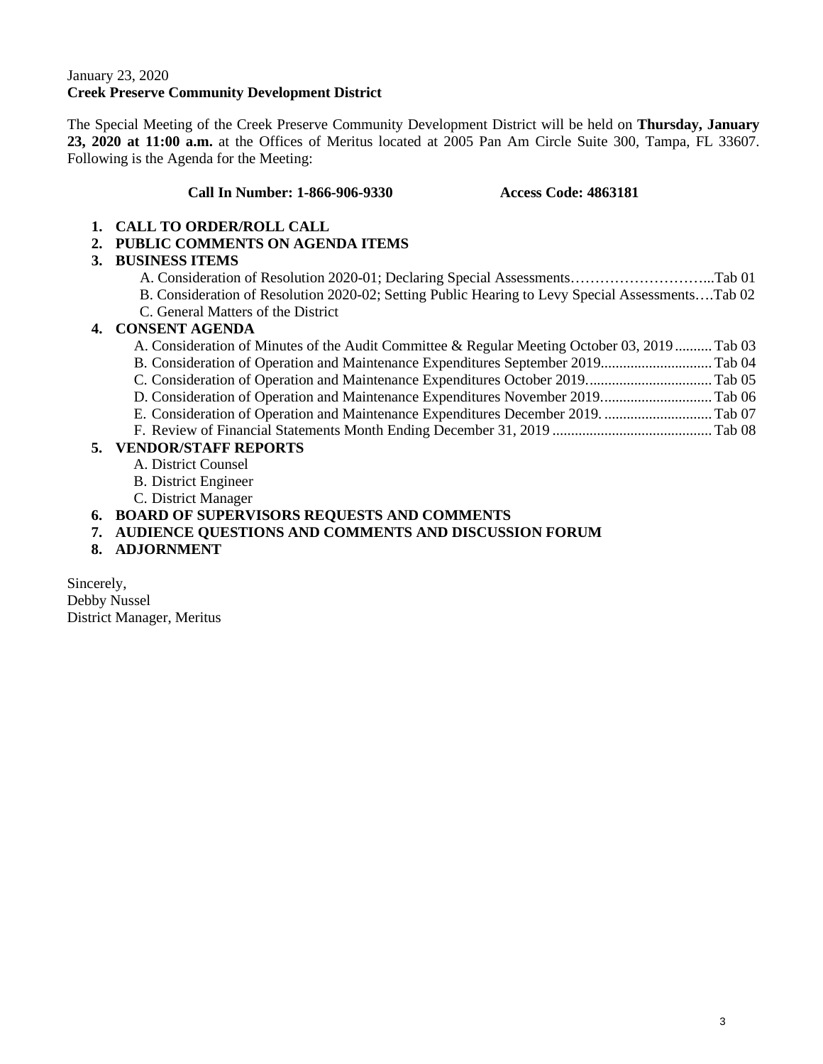January 23, 2020
**Creek Preserve Community Development District**

The Special Meeting of the Creek Preserve Community Development District will be held on **Thursday, January 23, 2020 at 11:00 a.m.** at the Offices of Meritus located at 2005 Pan Am Circle Suite 300, Tampa, FL 33607. Following is the Agenda for the Meeting:

**Call In Number: 1-866-906-9330 Access Code: 4863181**

1. **CALL TO ORDER/ROLL CALL**
2. **PUBLIC COMMENTS ON AGENDA ITEMS**
3. **BUSINESS ITEMS**
   A. Consideration of Resolution 2020-01; Declaring Special Assessments………………………...Tab 01
   B. Consideration of Resolution 2020-02; Setting Public Hearing to Levy Special Assessments….Tab 02
   C. General Matters of the District
4. **CONSENT AGENDA**
   A. Consideration of Minutes of the Audit Committee & Regular Meeting October 03, 2019..........Tab 03
   B. Consideration of Operation and Maintenance Expenditures September 2019..............................Tab 04
   C. Consideration of Operation and Maintenance Expenditures October 2019..................................Tab 05
   D. Consideration of Operation and Maintenance Expenditures November 2019..............................Tab 06
   E. Consideration of Operation and Maintenance Expenditures December 2019. .............................Tab 07
   F. Review of Financial Statements Month Ending December 31, 2019 ...........................................Tab 08
5. **VENDOR/STAFF REPORTS**
   A. District Counsel
   B. District Engineer
   C. District Manager
6. **BOARD OF SUPERVISORS REQUESTS AND COMMENTS**
7. **AUDIENCE QUESTIONS AND COMMENTS AND DISCUSSION FORUM**
8. **ADJOURNMENT**

Sincerely,
Debby Nussel
District Manager, Meritus